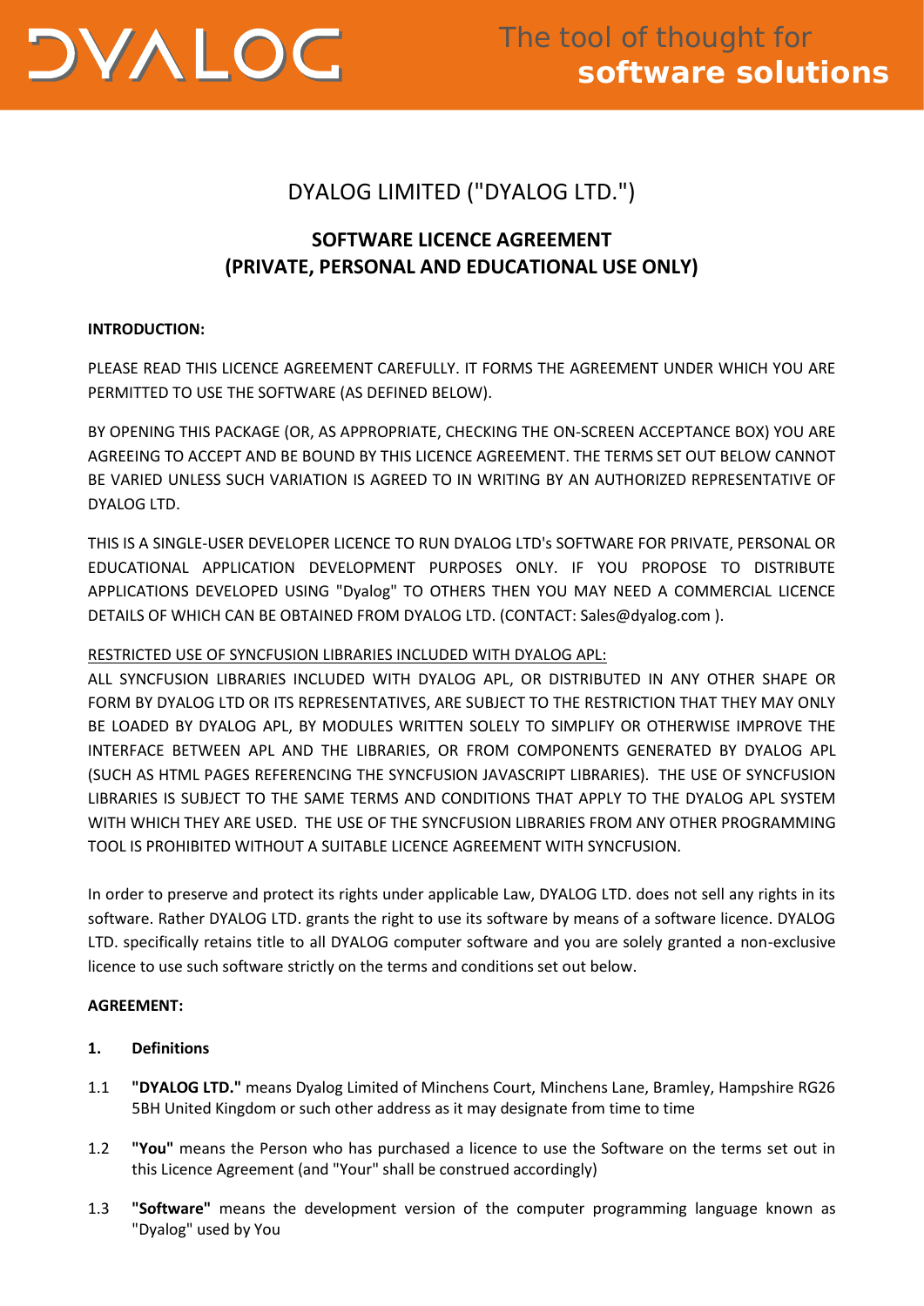# DYALOG LIMITED ("DYALOG LTD.")

## SOFTWARE LICENCE AGREEMENT (PRIVATE, PERSONAL AND EDUCATIONAL USE ONLY)

**INTRODUCTION:**

PLEASE READ THIS LICENCE AGREEMENT CAREFULLY. IT FORMS THE AGREEMENT UNDER WHICH YOU ARE PERMITTED TO USE THE SOFTWARE (AS DEFINED BELOW).

BY OPENING THIS PACKAGE (OR, AS APPROPRIATE, CHECKING THE ON-SCREEN ACCEPTANCE BOX) YOU ARE AGREEING TO ACCEPT AND BE BOUND BY THIS LICENCE AGREEMENT. THE TERMS SET OUT BELOW CANNOT BE VARIED UNLESS SUCH VARIATION IS AGREED TO IN WRITING BY AN AUTHORIZED REPRESENTATIVE OF DYALOG LTD.

THIS IS A SINGLE-USER DEVELOPER LICENCE TO RUN DYALOG LTD's SOFTWARE FOR PRIVATE, PERSONAL OR EDUCATIONAL APPLICATION DEVELOPMENT PURPOSES ONLY. IF YOU PROPOSE TO DISTRIBUTE APPLICATIONS DEVELOPED USING "Dyalog" TO OTHERS THEN YOU MAY NEED A COMMERCIAL LICENCE DETAILS OF WHICH CAN BE OBTAINED FROM DYALOG LTD. (CONTACT: Sales@dyalog.com ).

RESTRICTED USE OF SYNCFUSION LIBRARIES INCLUDED WITH DYALOG APL:
ALL SYNCFUSION LIBRARIES INCLUDED WITH DYALOG APL, OR DISTRIBUTED IN ANY OTHER SHAPE OR FORM BY DYALOG LTD OR ITS REPRESENTATIVES, ARE SUBJECT TO THE RESTRICTION THAT THEY MAY ONLY BE LOADED BY DYALOG APL, BY MODULES WRITTEN SOLELY TO SIMPLIFY OR OTHERWISE IMPROVE THE INTERFACE BETWEEN APL AND THE LIBRARIES, OR FROM COMPONENTS GENERATED BY DYALOG APL (SUCH AS HTML PAGES REFERENCING THE SYNCFUSION JAVASCRIPT LIBRARIES). THE USE OF SYNCFUSION LIBRARIES IS SUBJECT TO THE SAME TERMS AND CONDITIONS THAT APPLY TO THE DYALOG APL SYSTEM WITH WHICH THEY ARE USED. THE USE OF THE SYNCFUSION LIBRARIES FROM ANY OTHER PROGRAMMING TOOL IS PROHIBITED WITHOUT A SUITABLE LICENCE AGREEMENT WITH SYNCFUSION.

In order to preserve and protect its rights under applicable Law, DYALOG LTD. does not sell any rights in its software. Rather DYALOG LTD. grants the right to use its software by means of a software licence. DYALOG LTD. specifically retains title to all DYALOG computer software and you are solely granted a non-exclusive licence to use such software strictly on the terms and conditions set out below.

**AGREEMENT:**

**1. Definitions**

1.1 **"DYALOG LTD."** means Dyalog Limited of Minchens Court, Minchens Lane, Bramley, Hampshire RG26 5BH United Kingdom or such other address as it may designate from time to time

1.2 **"You"** means the Person who has purchased a licence to use the Software on the terms set out in this Licence Agreement (and "Your" shall be construed accordingly)

1.3 **"Software"** means the development version of the computer programming language known as "Dyalog" used by You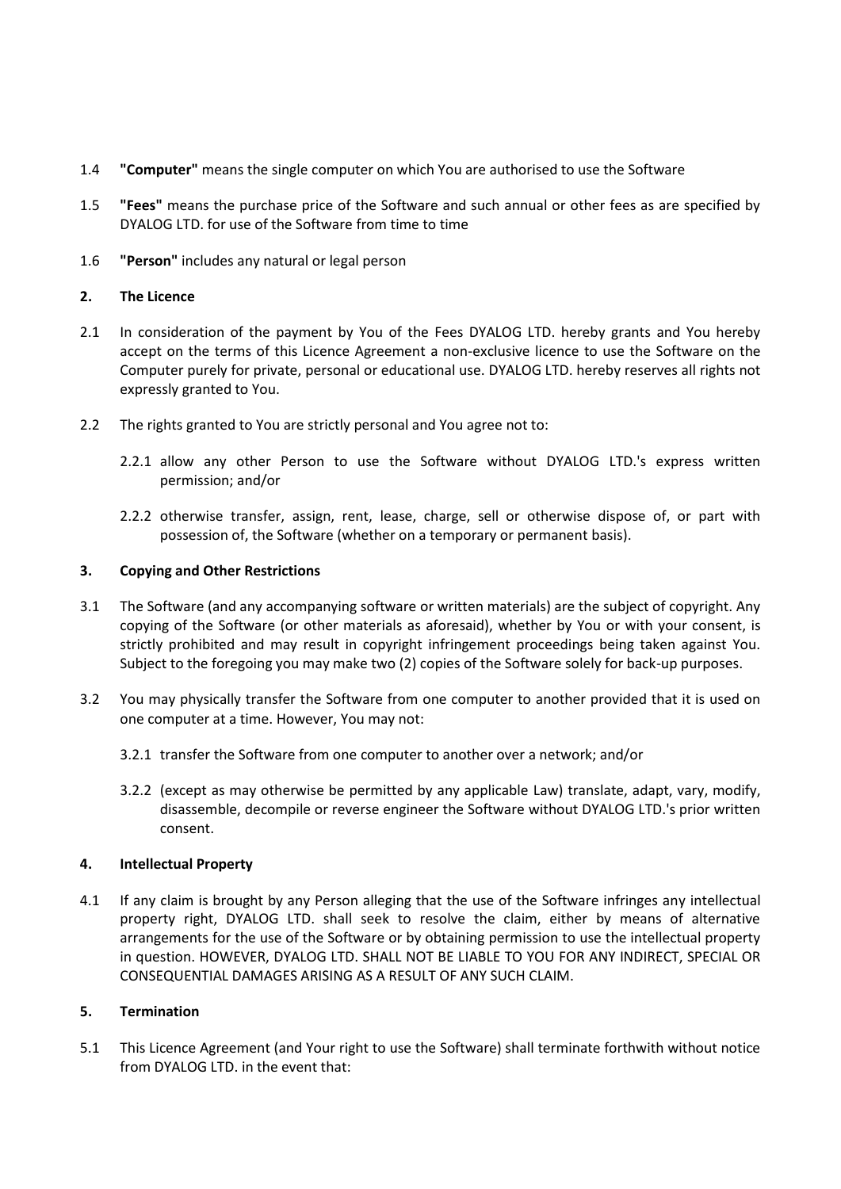1.4 **"Computer"** means the single computer on which You are authorised to use the Software

1.5 **"Fees"** means the purchase price of the Software and such annual or other fees as are specified by DYALOG LTD. for use of the Software from time to time

1.6 **"Person"** includes any natural or legal person

## 2. The Licence

2.1 In consideration of the payment by You of the Fees DYALOG LTD. hereby grants and You hereby accept on the terms of this Licence Agreement a non-exclusive licence to use the Software on the Computer purely for private, personal or educational use. DYALOG LTD. hereby reserves all rights not expressly granted to You.

2.2 The rights granted to You are strictly personal and You agree not to:

2.2.1 allow any other Person to use the Software without DYALOG LTD.'s express written permission; and/or

2.2.2 otherwise transfer, assign, rent, lease, charge, sell or otherwise dispose of, or part with possession of, the Software (whether on a temporary or permanent basis).

## 3. Copying and Other Restrictions

3.1 The Software (and any accompanying software or written materials) are the subject of copyright. Any copying of the Software (or other materials as aforesaid), whether by You or with your consent, is strictly prohibited and may result in copyright infringement proceedings being taken against You. Subject to the foregoing you may make two (2) copies of the Software solely for back-up purposes.

3.2 You may physically transfer the Software from one computer to another provided that it is used on one computer at a time. However, You may not:

3.2.1 transfer the Software from one computer to another over a network; and/or

3.2.2 (except as may otherwise be permitted by any applicable Law) translate, adapt, vary, modify, disassemble, decompile or reverse engineer the Software without DYALOG LTD.'s prior written consent.

## 4. Intellectual Property

4.1 If any claim is brought by any Person alleging that the use of the Software infringes any intellectual property right, DYALOG LTD. shall seek to resolve the claim, either by means of alternative arrangements for the use of the Software or by obtaining permission to use the intellectual property in question. HOWEVER, DYALOG LTD. SHALL NOT BE LIABLE TO YOU FOR ANY INDIRECT, SPECIAL OR CONSEQUENTIAL DAMAGES ARISING AS A RESULT OF ANY SUCH CLAIM.

## 5. Termination

5.1 This Licence Agreement (and Your right to use the Software) shall terminate forthwith without notice from DYALOG LTD. in the event that: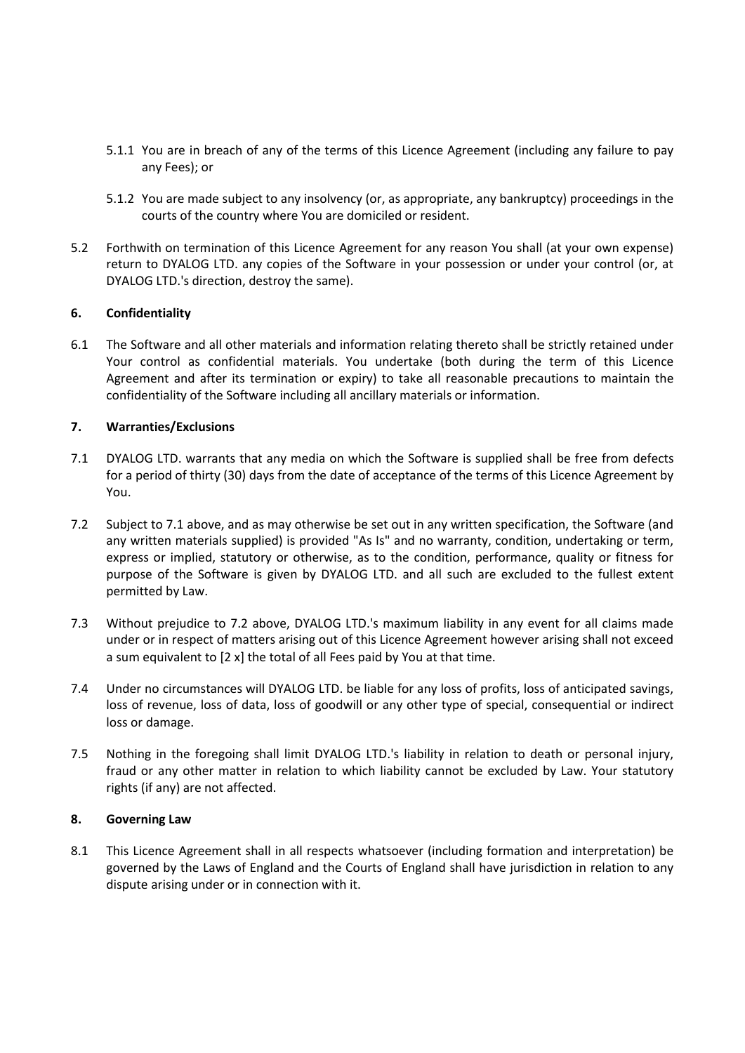5.1.1 You are in breach of any of the terms of this Licence Agreement (including any failure to pay any Fees); or

5.1.2 You are made subject to any insolvency (or, as appropriate, any bankruptcy) proceedings in the courts of the country where You are domiciled or resident.

5.2 Forthwith on termination of this Licence Agreement for any reason You shall (at your own expense) return to DYALOG LTD. any copies of the Software in your possession or under your control (or, at DYALOG LTD.'s direction, destroy the same).

**6. Confidentiality**

6.1 The Software and all other materials and information relating thereto shall be strictly retained under Your control as confidential materials. You undertake (both during the term of this Licence Agreement and after its termination or expiry) to take all reasonable precautions to maintain the confidentiality of the Software including all ancillary materials or information.

**7. Warranties/Exclusions**

7.1 DYALOG LTD. warrants that any media on which the Software is supplied shall be free from defects for a period of thirty (30) days from the date of acceptance of the terms of this Licence Agreement by You.

7.2 Subject to 7.1 above, and as may otherwise be set out in any written specification, the Software (and any written materials supplied) is provided "As Is" and no warranty, condition, undertaking or term, express or implied, statutory or otherwise, as to the condition, performance, quality or fitness for purpose of the Software is given by DYALOG LTD. and all such are excluded to the fullest extent permitted by Law.

7.3 Without prejudice to 7.2 above, DYALOG LTD.'s maximum liability in any event for all claims made under or in respect of matters arising out of this Licence Agreement however arising shall not exceed a sum equivalent to [2 x] the total of all Fees paid by You at that time.

7.4 Under no circumstances will DYALOG LTD. be liable for any loss of profits, loss of anticipated savings, loss of revenue, loss of data, loss of goodwill or any other type of special, consequential or indirect loss or damage.

7.5 Nothing in the foregoing shall limit DYALOG LTD.'s liability in relation to death or personal injury, fraud or any other matter in relation to which liability cannot be excluded by Law. Your statutory rights (if any) are not affected.

**8. Governing Law**

8.1 This Licence Agreement shall in all respects whatsoever (including formation and interpretation) be governed by the Laws of England and the Courts of England shall have jurisdiction in relation to any dispute arising under or in connection with it.